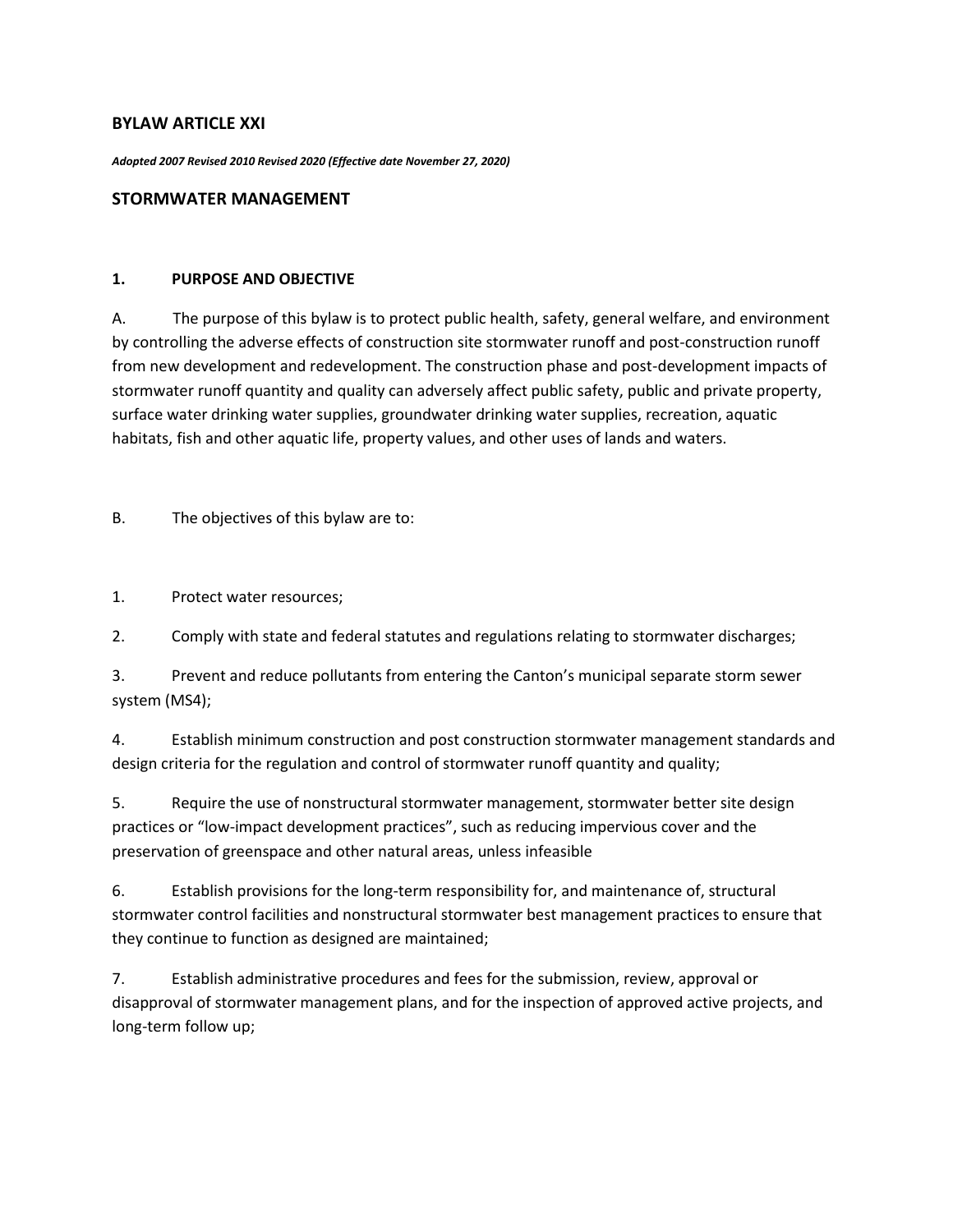## BYLAW ARTICLE XXI

***Adopted 2007 Revised 2010 Revised 2020 (Effective date November 27, 2020)***

## STORMWATER MANAGEMENT

### 1. PURPOSE AND OBJECTIVE

A. The purpose of this bylaw is to protect public health, safety, general welfare, and environment by controlling the adverse effects of construction site stormwater runoff and post-construction runoff from new development and redevelopment. The construction phase and post-development impacts of stormwater runoff quantity and quality can adversely affect public safety, public and private property, surface water drinking water supplies, groundwater drinking water supplies, recreation, aquatic habitats, fish and other aquatic life, property values, and other uses of lands and waters.

B. The objectives of this bylaw are to:

1. Protect water resources;
2. Comply with state and federal statutes and regulations relating to stormwater discharges;
3. Prevent and reduce pollutants from entering the Canton's municipal separate storm sewer system (MS4);
4. Establish minimum construction and post construction stormwater management standards and design criteria for the regulation and control of stormwater runoff quantity and quality;
5. Require the use of nonstructural stormwater management, stormwater better site design practices or "low-impact development practices", such as reducing impervious cover and the preservation of greenspace and other natural areas, unless infeasible
6. Establish provisions for the long-term responsibility for, and maintenance of, structural stormwater control facilities and nonstructural stormwater best management practices to ensure that they continue to function as designed are maintained;
7. Establish administrative procedures and fees for the submission, review, approval or disapproval of stormwater management plans, and for the inspection of approved active projects, and long-term follow up;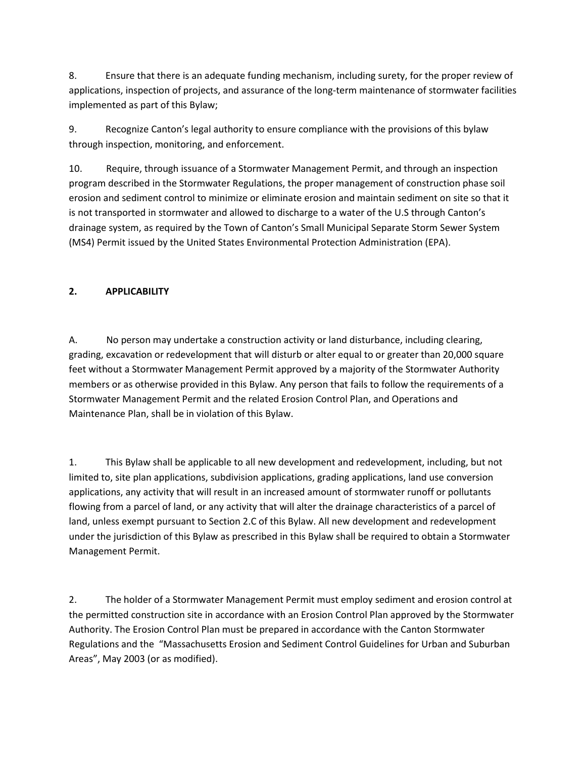8. Ensure that there is an adequate funding mechanism, including surety, for the proper review of applications, inspection of projects, and assurance of the long-term maintenance of stormwater facilities implemented as part of this Bylaw;

9. Recognize Canton's legal authority to ensure compliance with the provisions of this bylaw through inspection, monitoring, and enforcement.

10. Require, through issuance of a Stormwater Management Permit, and through an inspection program described in the Stormwater Regulations, the proper management of construction phase soil erosion and sediment control to minimize or eliminate erosion and maintain sediment on site so that it is not transported in stormwater and allowed to discharge to a water of the U.S through Canton's drainage system, as required by the Town of Canton's Small Municipal Separate Storm Sewer System (MS4) Permit issued by the United States Environmental Protection Administration (EPA).

## 2. APPLICABILITY

A. No person may undertake a construction activity or land disturbance, including clearing, grading, excavation or redevelopment that will disturb or alter equal to or greater than 20,000 square feet without a Stormwater Management Permit approved by a majority of the Stormwater Authority members or as otherwise provided in this Bylaw. Any person that fails to follow the requirements of a Stormwater Management Permit and the related Erosion Control Plan, and Operations and Maintenance Plan, shall be in violation of this Bylaw.

1. This Bylaw shall be applicable to all new development and redevelopment, including, but not limited to, site plan applications, subdivision applications, grading applications, land use conversion applications, any activity that will result in an increased amount of stormwater runoff or pollutants flowing from a parcel of land, or any activity that will alter the drainage characteristics of a parcel of land, unless exempt pursuant to Section 2.C of this Bylaw. All new development and redevelopment under the jurisdiction of this Bylaw as prescribed in this Bylaw shall be required to obtain a Stormwater Management Permit.

2. The holder of a Stormwater Management Permit must employ sediment and erosion control at the permitted construction site in accordance with an Erosion Control Plan approved by the Stormwater Authority. The Erosion Control Plan must be prepared in accordance with the Canton Stormwater Regulations and the "Massachusetts Erosion and Sediment Control Guidelines for Urban and Suburban Areas", May 2003 (or as modified).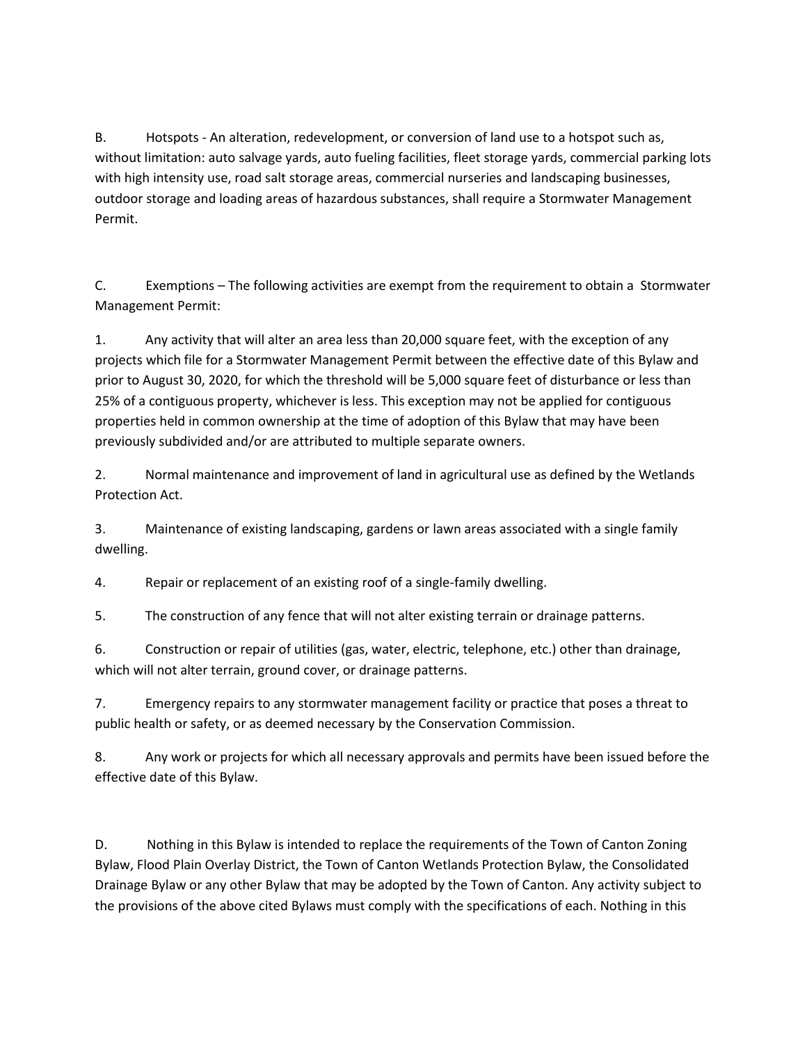B. Hotspots - An alteration, redevelopment, or conversion of land use to a hotspot such as, without limitation: auto salvage yards, auto fueling facilities, fleet storage yards, commercial parking lots with high intensity use, road salt storage areas, commercial nurseries and landscaping businesses, outdoor storage and loading areas of hazardous substances, shall require a Stormwater Management Permit.

C. Exemptions – The following activities are exempt from the requirement to obtain a Stormwater Management Permit:

1. Any activity that will alter an area less than 20,000 square feet, with the exception of any projects which file for a Stormwater Management Permit between the effective date of this Bylaw and prior to August 30, 2020, for which the threshold will be 5,000 square feet of disturbance or less than 25% of a contiguous property, whichever is less. This exception may not be applied for contiguous properties held in common ownership at the time of adoption of this Bylaw that may have been previously subdivided and/or are attributed to multiple separate owners.

2. Normal maintenance and improvement of land in agricultural use as defined by the Wetlands Protection Act.

3. Maintenance of existing landscaping, gardens or lawn areas associated with a single family dwelling.

4. Repair or replacement of an existing roof of a single-family dwelling.

5. The construction of any fence that will not alter existing terrain or drainage patterns.

6. Construction or repair of utilities (gas, water, electric, telephone, etc.) other than drainage, which will not alter terrain, ground cover, or drainage patterns.

7. Emergency repairs to any stormwater management facility or practice that poses a threat to public health or safety, or as deemed necessary by the Conservation Commission.

8. Any work or projects for which all necessary approvals and permits have been issued before the effective date of this Bylaw.

D. Nothing in this Bylaw is intended to replace the requirements of the Town of Canton Zoning Bylaw, Flood Plain Overlay District, the Town of Canton Wetlands Protection Bylaw, the Consolidated Drainage Bylaw or any other Bylaw that may be adopted by the Town of Canton. Any activity subject to the provisions of the above cited Bylaws must comply with the specifications of each. Nothing in this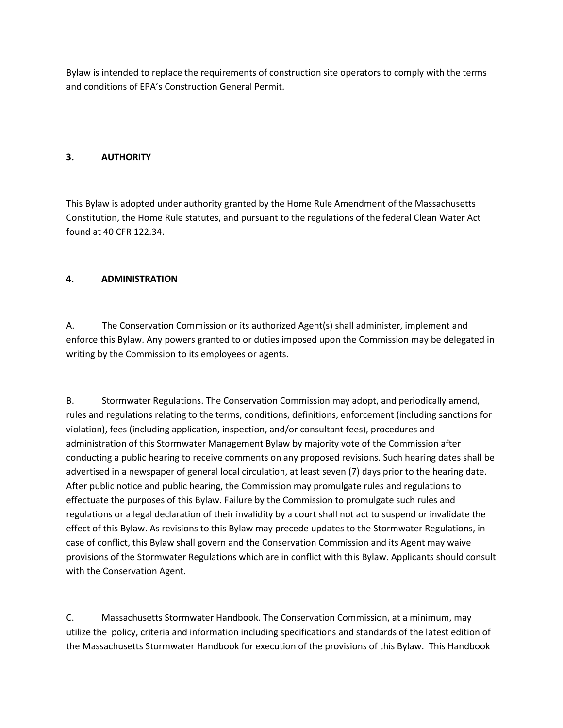Bylaw is intended to replace the requirements of construction site operators to comply with the terms and conditions of EPA's Construction General Permit.

### 3. AUTHORITY

This Bylaw is adopted under authority granted by the Home Rule Amendment of the Massachusetts Constitution, the Home Rule statutes, and pursuant to the regulations of the federal Clean Water Act found at 40 CFR 122.34.

### 4. ADMINISTRATION

A. The Conservation Commission or its authorized Agent(s) shall administer, implement and enforce this Bylaw. Any powers granted to or duties imposed upon the Commission may be delegated in writing by the Commission to its employees or agents.

B. Stormwater Regulations. The Conservation Commission may adopt, and periodically amend, rules and regulations relating to the terms, conditions, definitions, enforcement (including sanctions for violation), fees (including application, inspection, and/or consultant fees), procedures and administration of this Stormwater Management Bylaw by majority vote of the Commission after conducting a public hearing to receive comments on any proposed revisions. Such hearing dates shall be advertised in a newspaper of general local circulation, at least seven (7) days prior to the hearing date. After public notice and public hearing, the Commission may promulgate rules and regulations to effectuate the purposes of this Bylaw. Failure by the Commission to promulgate such rules and regulations or a legal declaration of their invalidity by a court shall not act to suspend or invalidate the effect of this Bylaw. As revisions to this Bylaw may precede updates to the Stormwater Regulations, in case of conflict, this Bylaw shall govern and the Conservation Commission and its Agent may waive provisions of the Stormwater Regulations which are in conflict with this Bylaw. Applicants should consult with the Conservation Agent.

C. Massachusetts Stormwater Handbook. The Conservation Commission, at a minimum, may utilize the policy, criteria and information including specifications and standards of the latest edition of the Massachusetts Stormwater Handbook for execution of the provisions of this Bylaw. This Handbook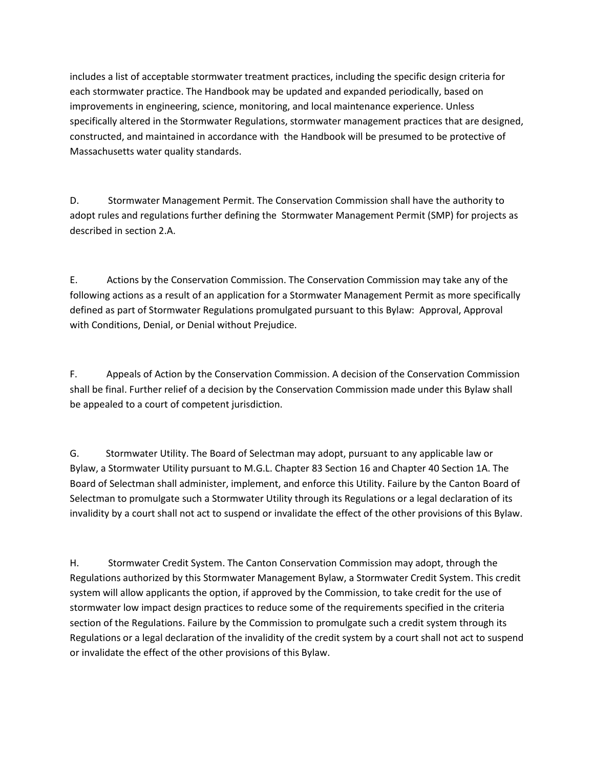includes a list of acceptable stormwater treatment practices, including the specific design criteria for each stormwater practice. The Handbook may be updated and expanded periodically, based on improvements in engineering, science, monitoring, and local maintenance experience. Unless specifically altered in the Stormwater Regulations, stormwater management practices that are designed, constructed, and maintained in accordance with the Handbook will be presumed to be protective of Massachusetts water quality standards.

D. Stormwater Management Permit. The Conservation Commission shall have the authority to adopt rules and regulations further defining the Stormwater Management Permit (SMP) for projects as described in section 2.A.

E. Actions by the Conservation Commission. The Conservation Commission may take any of the following actions as a result of an application for a Stormwater Management Permit as more specifically defined as part of Stormwater Regulations promulgated pursuant to this Bylaw: Approval, Approval with Conditions, Denial, or Denial without Prejudice.

F. Appeals of Action by the Conservation Commission. A decision of the Conservation Commission shall be final. Further relief of a decision by the Conservation Commission made under this Bylaw shall be appealed to a court of competent jurisdiction.

G. Stormwater Utility. The Board of Selectman may adopt, pursuant to any applicable law or Bylaw, a Stormwater Utility pursuant to M.G.L. Chapter 83 Section 16 and Chapter 40 Section 1A. The Board of Selectman shall administer, implement, and enforce this Utility. Failure by the Canton Board of Selectman to promulgate such a Stormwater Utility through its Regulations or a legal declaration of its invalidity by a court shall not act to suspend or invalidate the effect of the other provisions of this Bylaw.

H. Stormwater Credit System. The Canton Conservation Commission may adopt, through the Regulations authorized by this Stormwater Management Bylaw, a Stormwater Credit System. This credit system will allow applicants the option, if approved by the Commission, to take credit for the use of stormwater low impact design practices to reduce some of the requirements specified in the criteria section of the Regulations. Failure by the Commission to promulgate such a credit system through its Regulations or a legal declaration of the invalidity of the credit system by a court shall not act to suspend or invalidate the effect of the other provisions of this Bylaw.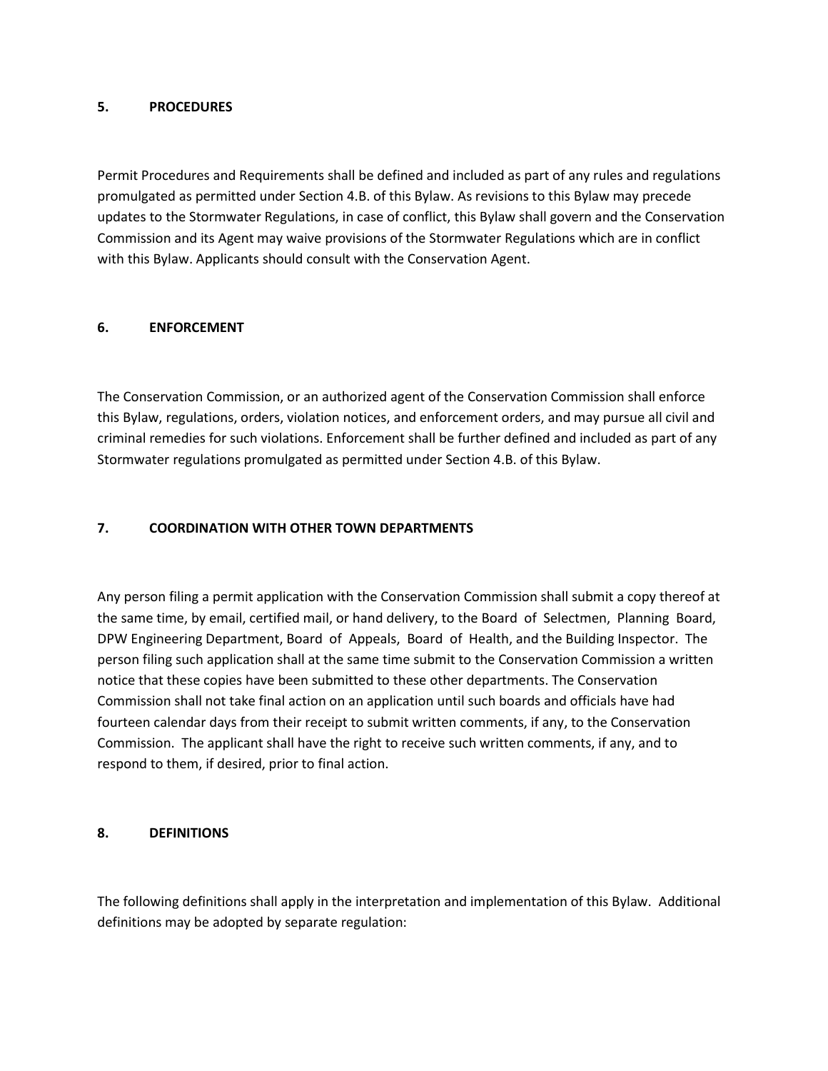## 5. PROCEDURES

Permit Procedures and Requirements shall be defined and included as part of any rules and regulations promulgated as permitted under Section 4.B. of this Bylaw. As revisions to this Bylaw may precede updates to the Stormwater Regulations, in case of conflict, this Bylaw shall govern and the Conservation Commission and its Agent may waive provisions of the Stormwater Regulations which are in conflict with this Bylaw. Applicants should consult with the Conservation Agent.

## 6. ENFORCEMENT

The Conservation Commission, or an authorized agent of the Conservation Commission shall enforce this Bylaw, regulations, orders, violation notices, and enforcement orders, and may pursue all civil and criminal remedies for such violations. Enforcement shall be further defined and included as part of any Stormwater regulations promulgated as permitted under Section 4.B. of this Bylaw.

## 7. COORDINATION WITH OTHER TOWN DEPARTMENTS

Any person filing a permit application with the Conservation Commission shall submit a copy thereof at the same time, by email, certified mail, or hand delivery, to the Board of Selectmen, Planning Board, DPW Engineering Department, Board of Appeals, Board of Health, and the Building Inspector. The person filing such application shall at the same time submit to the Conservation Commission a written notice that these copies have been submitted to these other departments. The Conservation Commission shall not take final action on an application until such boards and officials have had fourteen calendar days from their receipt to submit written comments, if any, to the Conservation Commission. The applicant shall have the right to receive such written comments, if any, and to respond to them, if desired, prior to final action.

## 8. DEFINITIONS

The following definitions shall apply in the interpretation and implementation of this Bylaw. Additional definitions may be adopted by separate regulation: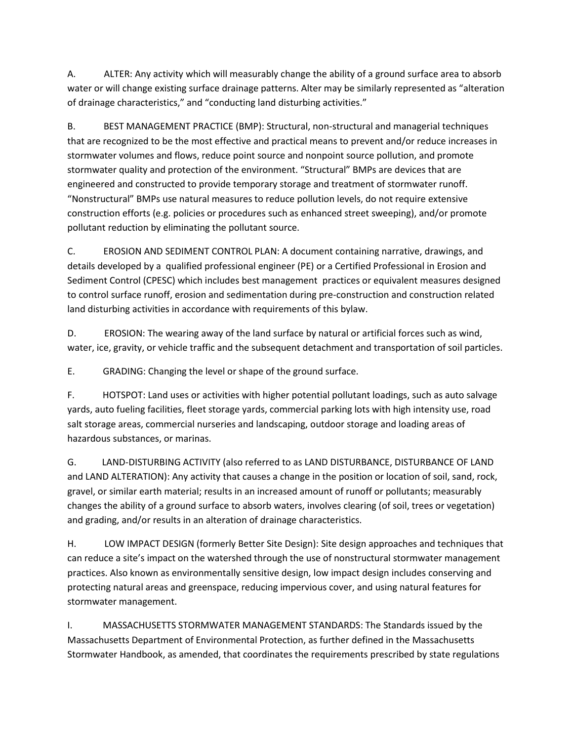A. ALTER: Any activity which will measurably change the ability of a ground surface area to absorb water or will change existing surface drainage patterns. Alter may be similarly represented as "alteration of drainage characteristics," and "conducting land disturbing activities."

B. BEST MANAGEMENT PRACTICE (BMP): Structural, non-structural and managerial techniques that are recognized to be the most effective and practical means to prevent and/or reduce increases in stormwater volumes and flows, reduce point source and nonpoint source pollution, and promote stormwater quality and protection of the environment. "Structural" BMPs are devices that are engineered and constructed to provide temporary storage and treatment of stormwater runoff. "Nonstructural" BMPs use natural measures to reduce pollution levels, do not require extensive construction efforts (e.g. policies or procedures such as enhanced street sweeping), and/or promote pollutant reduction by eliminating the pollutant source.

C. EROSION AND SEDIMENT CONTROL PLAN: A document containing narrative, drawings, and details developed by a qualified professional engineer (PE) or a Certified Professional in Erosion and Sediment Control (CPESC) which includes best management practices or equivalent measures designed to control surface runoff, erosion and sedimentation during pre-construction and construction related land disturbing activities in accordance with requirements of this bylaw.

D. EROSION: The wearing away of the land surface by natural or artificial forces such as wind, water, ice, gravity, or vehicle traffic and the subsequent detachment and transportation of soil particles.

E. GRADING: Changing the level or shape of the ground surface.

F. HOTSPOT: Land uses or activities with higher potential pollutant loadings, such as auto salvage yards, auto fueling facilities, fleet storage yards, commercial parking lots with high intensity use, road salt storage areas, commercial nurseries and landscaping, outdoor storage and loading areas of hazardous substances, or marinas.

G. LAND-DISTURBING ACTIVITY (also referred to as LAND DISTURBANCE, DISTURBANCE OF LAND and LAND ALTERATION): Any activity that causes a change in the position or location of soil, sand, rock, gravel, or similar earth material; results in an increased amount of runoff or pollutants; measurably changes the ability of a ground surface to absorb waters, involves clearing (of soil, trees or vegetation) and grading, and/or results in an alteration of drainage characteristics.

H. LOW IMPACT DESIGN (formerly Better Site Design): Site design approaches and techniques that can reduce a site's impact on the watershed through the use of nonstructural stormwater management practices. Also known as environmentally sensitive design, low impact design includes conserving and protecting natural areas and greenspace, reducing impervious cover, and using natural features for stormwater management.

I. MASSACHUSETTS STORMWATER MANAGEMENT STANDARDS: The Standards issued by the Massachusetts Department of Environmental Protection, as further defined in the Massachusetts Stormwater Handbook, as amended, that coordinates the requirements prescribed by state regulations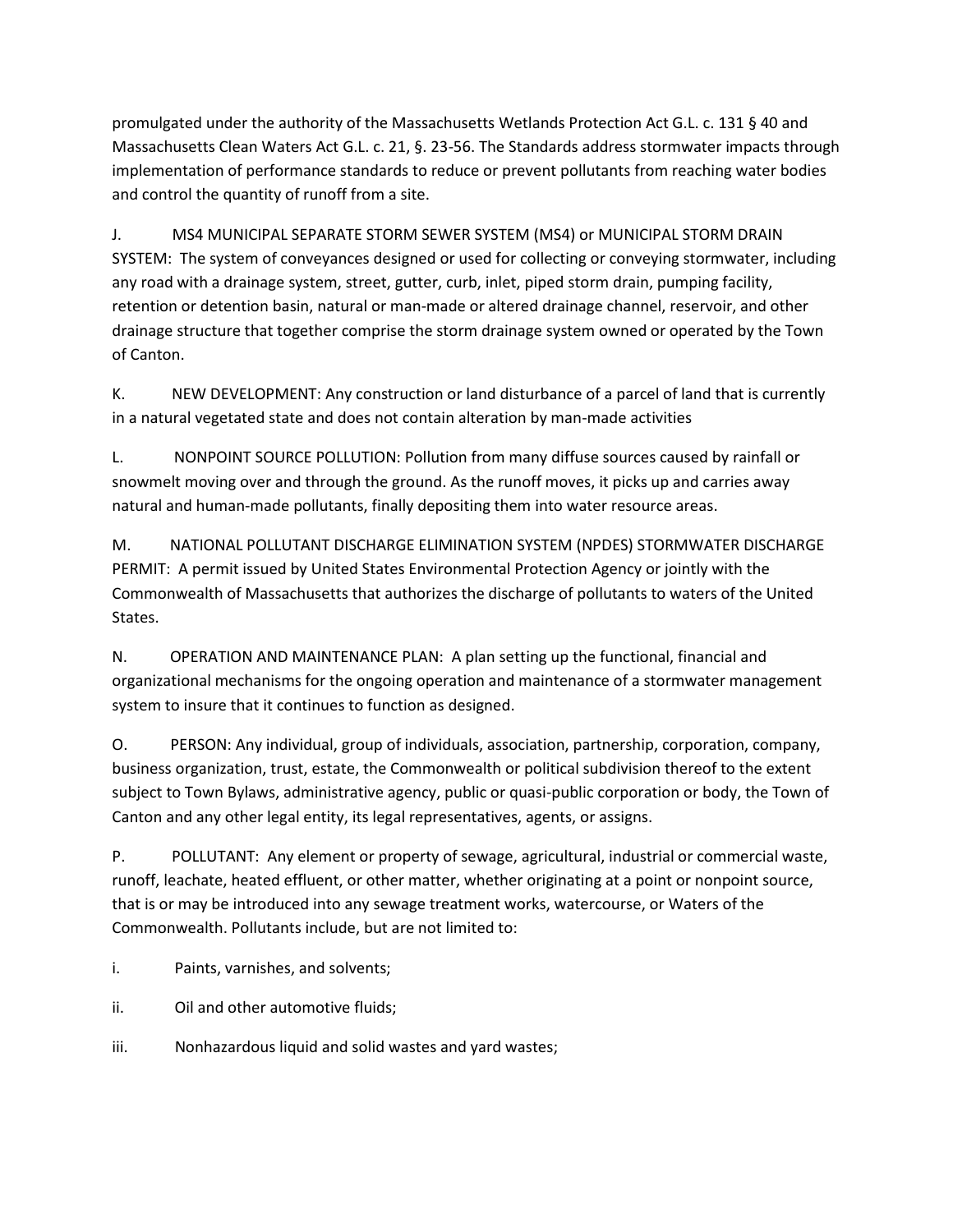promulgated under the authority of the Massachusetts Wetlands Protection Act G.L. c. 131 § 40 and Massachusetts Clean Waters Act G.L. c. 21, §. 23-56. The Standards address stormwater impacts through implementation of performance standards to reduce or prevent pollutants from reaching water bodies and control the quantity of runoff from a site.

J. MS4 MUNICIPAL SEPARATE STORM SEWER SYSTEM (MS4) or MUNICIPAL STORM DRAIN SYSTEM: The system of conveyances designed or used for collecting or conveying stormwater, including any road with a drainage system, street, gutter, curb, inlet, piped storm drain, pumping facility, retention or detention basin, natural or man-made or altered drainage channel, reservoir, and other drainage structure that together comprise the storm drainage system owned or operated by the Town of Canton.

K. NEW DEVELOPMENT: Any construction or land disturbance of a parcel of land that is currently in a natural vegetated state and does not contain alteration by man-made activities

L. NONPOINT SOURCE POLLUTION: Pollution from many diffuse sources caused by rainfall or snowmelt moving over and through the ground. As the runoff moves, it picks up and carries away natural and human-made pollutants, finally depositing them into water resource areas.

M. NATIONAL POLLUTANT DISCHARGE ELIMINATION SYSTEM (NPDES) STORMWATER DISCHARGE PERMIT: A permit issued by United States Environmental Protection Agency or jointly with the Commonwealth of Massachusetts that authorizes the discharge of pollutants to waters of the United States.

N. OPERATION AND MAINTENANCE PLAN: A plan setting up the functional, financial and organizational mechanisms for the ongoing operation and maintenance of a stormwater management system to insure that it continues to function as designed.

O. PERSON: Any individual, group of individuals, association, partnership, corporation, company, business organization, trust, estate, the Commonwealth or political subdivision thereof to the extent subject to Town Bylaws, administrative agency, public or quasi-public corporation or body, the Town of Canton and any other legal entity, its legal representatives, agents, or assigns.

P. POLLUTANT: Any element or property of sewage, agricultural, industrial or commercial waste, runoff, leachate, heated effluent, or other matter, whether originating at a point or nonpoint source, that is or may be introduced into any sewage treatment works, watercourse, or Waters of the Commonwealth. Pollutants include, but are not limited to:

i. Paints, varnishes, and solvents;

ii. Oil and other automotive fluids;

iii. Nonhazardous liquid and solid wastes and yard wastes;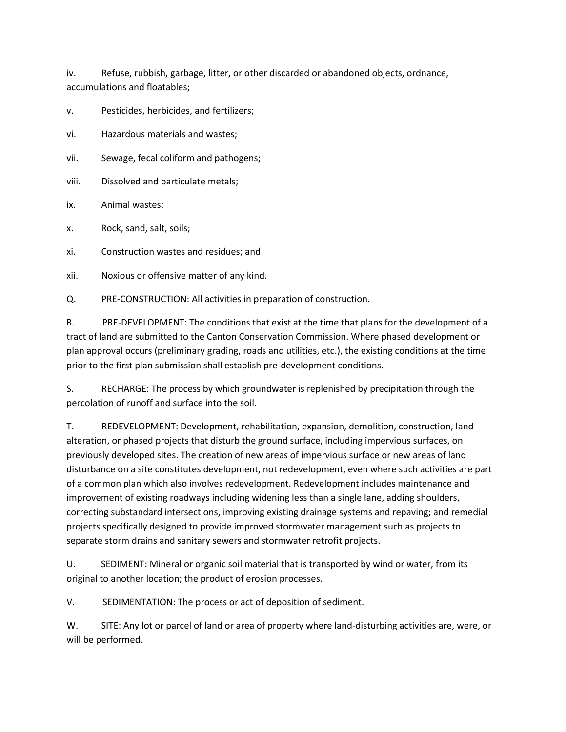iv. Refuse, rubbish, garbage, litter, or other discarded or abandoned objects, ordnance, accumulations and floatables;

v. Pesticides, herbicides, and fertilizers;

vi. Hazardous materials and wastes;

vii. Sewage, fecal coliform and pathogens;

viii. Dissolved and particulate metals;

ix. Animal wastes;

x. Rock, sand, salt, soils;

xi. Construction wastes and residues; and

xii. Noxious or offensive matter of any kind.

Q. PRE-CONSTRUCTION: All activities in preparation of construction.

R. PRE-DEVELOPMENT: The conditions that exist at the time that plans for the development of a tract of land are submitted to the Canton Conservation Commission. Where phased development or plan approval occurs (preliminary grading, roads and utilities, etc.), the existing conditions at the time prior to the first plan submission shall establish pre-development conditions.

S. RECHARGE: The process by which groundwater is replenished by precipitation through the percolation of runoff and surface into the soil.

T. REDEVELOPMENT: Development, rehabilitation, expansion, demolition, construction, land alteration, or phased projects that disturb the ground surface, including impervious surfaces, on previously developed sites. The creation of new areas of impervious surface or new areas of land disturbance on a site constitutes development, not redevelopment, even where such activities are part of a common plan which also involves redevelopment. Redevelopment includes maintenance and improvement of existing roadways including widening less than a single lane, adding shoulders, correcting substandard intersections, improving existing drainage systems and repaving; and remedial projects specifically designed to provide improved stormwater management such as projects to separate storm drains and sanitary sewers and stormwater retrofit projects.

U. SEDIMENT: Mineral or organic soil material that is transported by wind or water, from its original to another location; the product of erosion processes.

V. SEDIMENTATION: The process or act of deposition of sediment.

W. SITE: Any lot or parcel of land or area of property where land-disturbing activities are, were, or will be performed.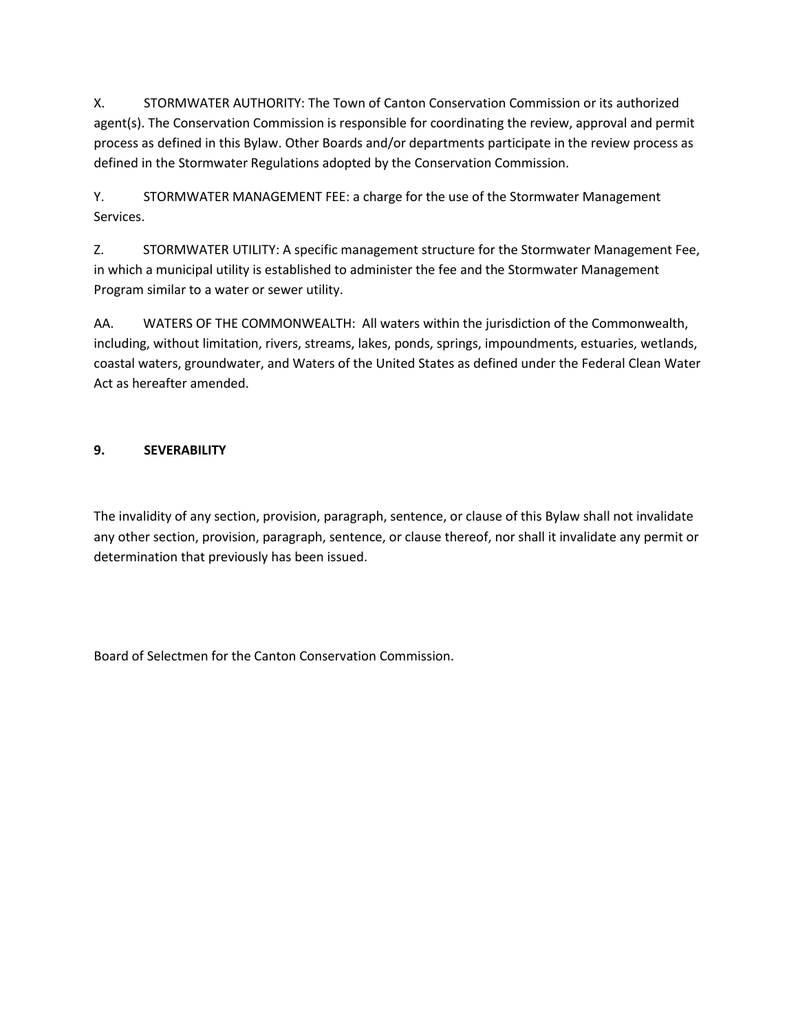X. STORMWATER AUTHORITY: The Town of Canton Conservation Commission or its authorized agent(s). The Conservation Commission is responsible for coordinating the review, approval and permit process as defined in this Bylaw. Other Boards and/or departments participate in the review process as defined in the Stormwater Regulations adopted by the Conservation Commission.

Y. STORMWATER MANAGEMENT FEE: a charge for the use of the Stormwater Management Services.

Z. STORMWATER UTILITY: A specific management structure for the Stormwater Management Fee, in which a municipal utility is established to administer the fee and the Stormwater Management Program similar to a water or sewer utility.

AA. WATERS OF THE COMMONWEALTH: All waters within the jurisdiction of the Commonwealth, including, without limitation, rivers, streams, lakes, ponds, springs, impoundments, estuaries, wetlands, coastal waters, groundwater, and Waters of the United States as defined under the Federal Clean Water Act as hereafter amended.

## 9. SEVERABILITY

The invalidity of any section, provision, paragraph, sentence, or clause of this Bylaw shall not invalidate any other section, provision, paragraph, sentence, or clause thereof, nor shall it invalidate any permit or determination that previously has been issued.

Board of Selectmen for the Canton Conservation Commission.